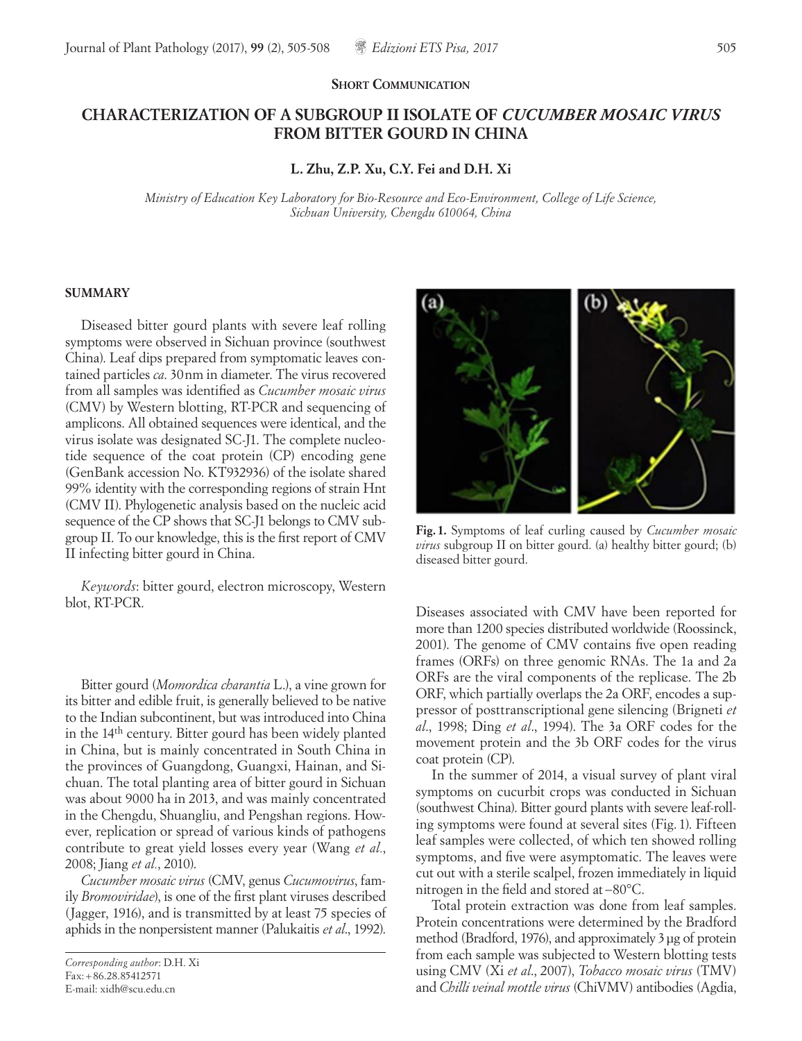**Short Communication**

# CHARACTERIZATION OF A SUBGROUP II ISOLATE OF *CUCUMBER MOSAIC VIRUS* FROM BITTER GOURD IN CHINA

**L. Zhu, Z.P. Xu, C.Y. Fei and D.H. Xi**

*Ministry of Education Key Laboratory for Bio-Resource and Eco-Environment, College of Life Science, Sichuan University, Chengdu 610064, China*

## SUMMARY

Diseased bitter gourd plants with severe leaf rolling symptoms were observed in Sichuan province (southwest China). Leaf dips prepared from symptomatic leaves contained particles *ca.* 30 nm in diameter. The virus recovered from all samples was identified as *Cucumber mosaic virus* (CMV) by Western blotting, RT-PCR and sequencing of amplicons. All obtained sequences were identical, and the virus isolate was designated SC-J1. The complete nucleotide sequence of the coat protein (CP) encoding gene (GenBank accession No. KT932936) of the isolate shared 99% identity with the corresponding regions of strain Hnt (CMV II). Phylogenetic analysis based on the nucleic acid sequence of the CP shows that SC-J1 belongs to CMV subgroup II. To our knowledge, this is the first report of CMV II infecting bitter gourd in China.

*Keywords*: bitter gourd, electron microscopy, Western blot, RT-PCR.

Bitter gourd (*Momordica charantia* L.), a vine grown for its bitter and edible fruit, is generally believed to be native to the Indian subcontinent, but was introduced into China in the 14th century. Bitter gourd has been widely planted in China, but is mainly concentrated in South China in the provinces of Guangdong, Guangxi, Hainan, and Sichuan. The total planting area of bitter gourd in Sichuan was about 9000 ha in 2013, and was mainly concentrated in the Chengdu, Shuangliu, and Pengshan regions. However, replication or spread of various kinds of pathogens contribute to great yield losses every year (Wang *et al*., 2008; Jiang *et al*., 2010).

*Cucumber mosaic virus* (CMV, genus *Cucumovirus*, family *Bromoviridae*), is one of the first plant viruses described (Jagger, 1916), and is transmitted by at least 75 species of aphids in the nonpersistent manner (Palukaitis *et al*., 1992).

*Corresponding author*: D.H. Xi
Fax: +86.28.85412571
E-mail: xidh@scu.edu.cn

**Fig. 1.** Symptoms of leaf curling caused by *Cucumber mosaic virus* subgroup II on bitter gourd. (a) healthy bitter gourd; (b) diseased bitter gourd.

Diseases associated with CMV have been reported for more than 1200 species distributed worldwide (Roossinck, 2001). The genome of CMV contains five open reading frames (ORFs) on three genomic RNAs. The 1a and 2a ORFs are the viral components of the replicase. The 2b ORF, which partially overlaps the 2a ORF, encodes a suppressor of posttranscriptional gene silencing (Brigneti *et al*., 1998; Ding *et al*., 1994). The 3a ORF codes for the movement protein and the 3b ORF codes for the virus coat protein (CP).

In the summer of 2014, a visual survey of plant viral symptoms on cucurbit crops was conducted in Sichuan (southwest China). Bitter gourd plants with severe leaf-rolling symptoms were found at several sites (Fig. 1). Fifteen leaf samples were collected, of which ten showed rolling symptoms, and five were asymptomatic. The leaves were cut out with a sterile scalpel, frozen immediately in liquid nitrogen in the field and stored at −80°C.

Total protein extraction was done from leaf samples. Protein concentrations were determined by the Bradford method (Bradford, 1976), and approximately 3 µg of protein from each sample was subjected to Western blotting tests using CMV (Xi *et al*., 2007), *Tobacco mosaic virus* (TMV) and *Chilli veinal mottle virus* (ChiVMV) antibodies (Agdia,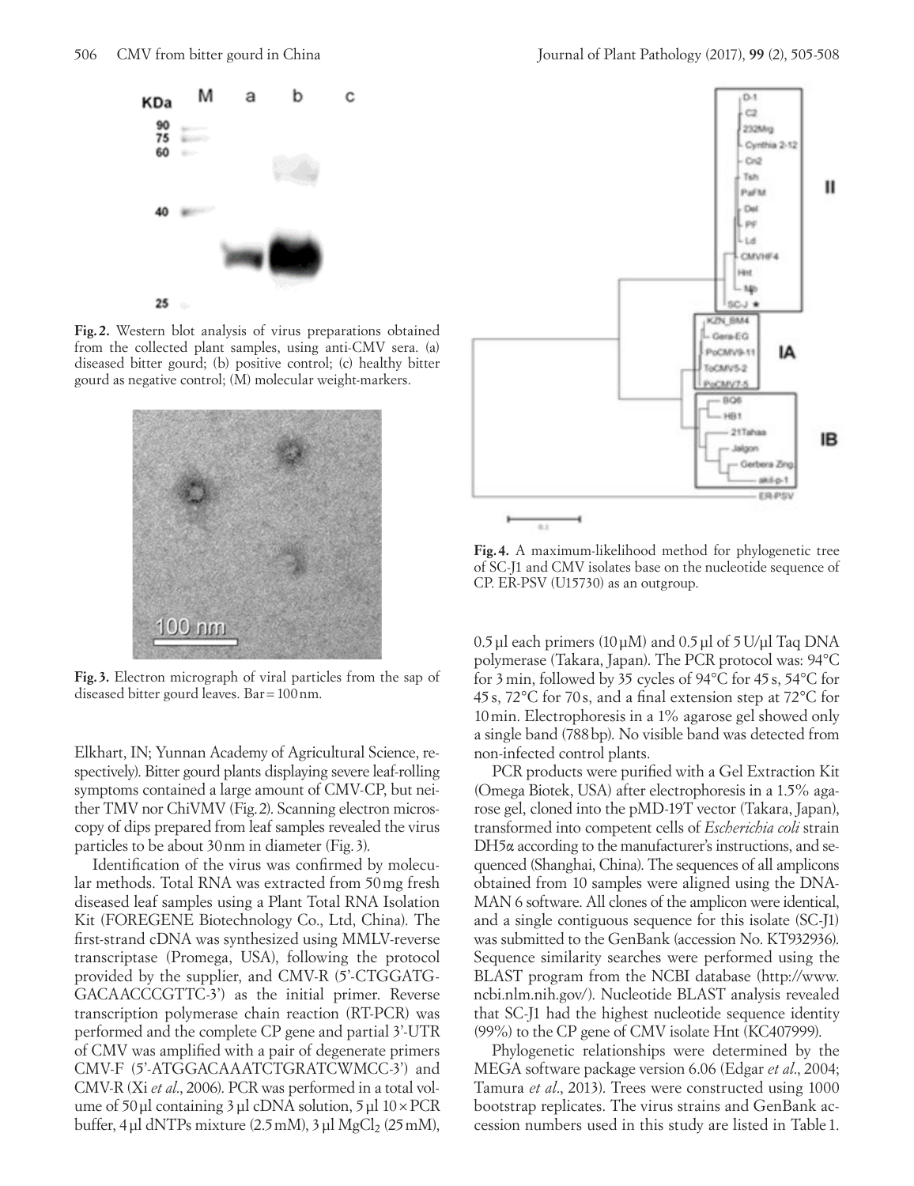**Fig. 2.** Western blot analysis of virus preparations obtained from the collected plant samples, using anti-CMV sera. (a) diseased bitter gourd; (b) positive control; (c) healthy bitter gourd as negative control; (M) molecular weight-markers.

**Fig. 3.** Electron micrograph of viral particles from the sap of diseased bitter gourd leaves. Bar = 100 nm.

Elkhart, IN; Yunnan Academy of Agricultural Science, respectively). Bitter gourd plants displaying severe leaf-rolling symptoms contained a large amount of CMV-CP, but neither TMV nor ChiVMV (Fig. 2). Scanning electron microscopy of dips prepared from leaf samples revealed the virus particles to be about 30 nm in diameter (Fig. 3).

Identification of the virus was confirmed by molecular methods. Total RNA was extracted from 50 mg fresh diseased leaf samples using a Plant Total RNA Isolation Kit (FOREGENE Biotechnology Co., Ltd, China). The first-strand cDNA was synthesized using MMLV-reverse transcriptase (Promega, USA), following the protocol provided by the supplier, and CMV-R (5'-CTGGATGGACAACCCGTTC-3') as the initial primer. Reverse transcription polymerase chain reaction (RT-PCR) was performed and the complete CP gene and partial 3'-UTR of CMV was amplified with a pair of degenerate primers CMV-F (5'-ATGGACAAATCTGRATCWMCC-3') and CMV-R (Xi *et al*., 2006). PCR was performed in a total volume of 50 µl containing 3 µl cDNA solution, 5 µl 10 × PCR buffer, 4 µl dNTPs mixture (2.5 mM), 3 µl $MgCl_2$ (25 mM), 0.5 µl each primers (10 µM) and 0.5 µl of 5 U/µl Taq DNA polymerase (Takara, Japan). The PCR protocol was: 94°C for 3 min, followed by 35 cycles of 94°C for 45 s, 54°C for 45 s, 72°C for 70 s, and a final extension step at 72°C for 10 min. Electrophoresis in a 1% agarose gel showed only a single band (788 bp). No visible band was detected from non-infected control plants.

PCR products were purified with a Gel Extraction Kit (Omega Biotek, USA) after electrophoresis in a 1.5% agarose gel, cloned into the pMD-19T vector (Takara, Japan), transformed into competent cells of *Escherichia coli* strain DH5α according to the manufacturer's instructions, and sequenced (Shanghai, China). The sequences of all amplicons obtained from 10 samples were aligned using the DNAMAN 6 software. All clones of the amplicon were identical, and a single contiguous sequence for this isolate (SC-J1) was submitted to the GenBank (accession No. KT932936). Sequence similarity searches were performed using the BLAST program from the NCBI database (http://www.ncbi.nlm.nih.gov/). Nucleotide BLAST analysis revealed that SC-J1 had the highest nucleotide sequence identity (99%) to the CP gene of CMV isolate Hnt (KC407999).

Phylogenetic relationships were determined by the MEGA software package version 6.06 (Edgar *et al*., 2004; Tamura *et al*., 2013). Trees were constructed using 1000 bootstrap replicates. The virus strains and GenBank accession numbers used in this study are listed in Table 1.

**Fig. 4.** A maximum-likelihood method for phylogenetic tree of SC-J1 and CMV isolates base on the nucleotide sequence of CP. ER-PSV (U15730) as an outgroup.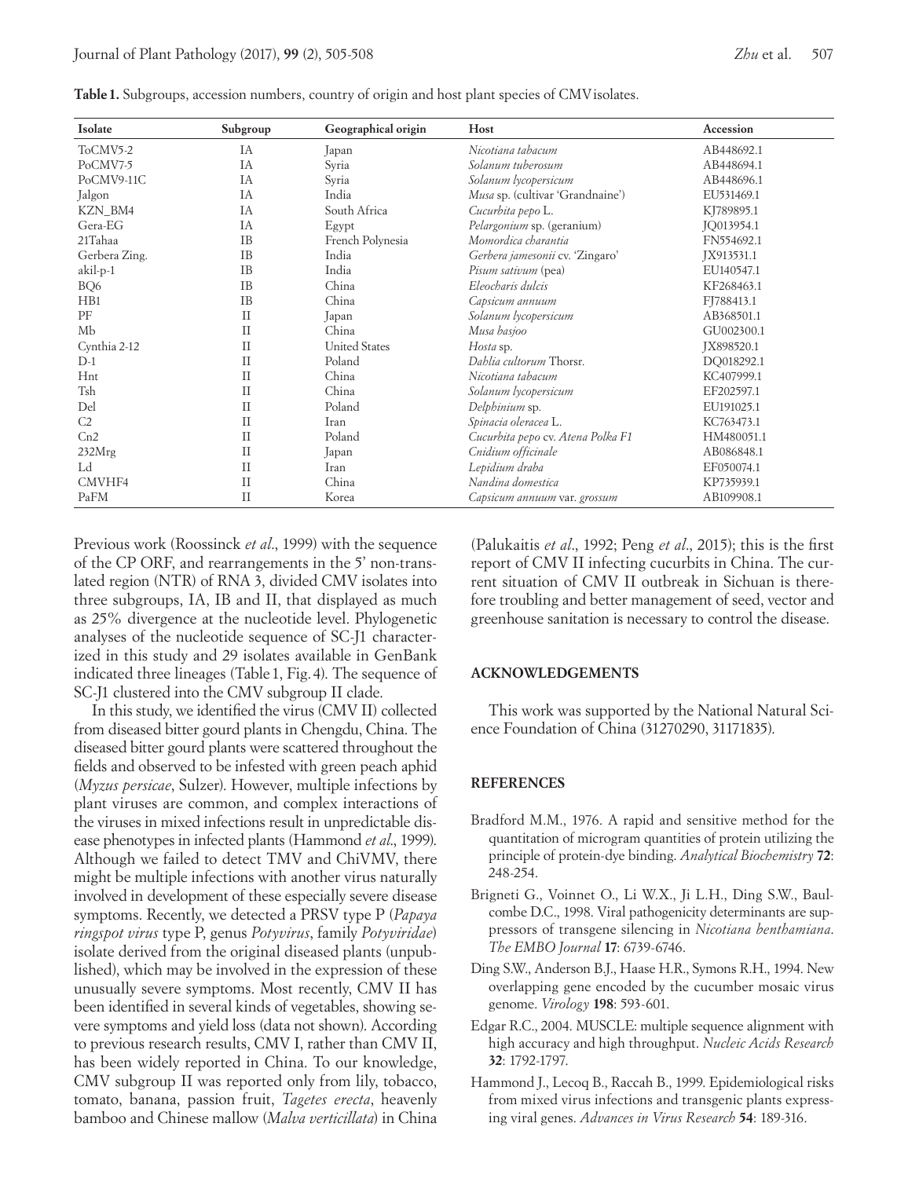**Table 1.** Subgroups, accession numbers, country of origin and host plant species of CMV isolates.

| Isolate | Subgroup | Geographical origin | Host | Accession |
|---|---|---|---|---|
| ToCMV5-2 | IA | Japan | *Nicotiana tabacum* | AB448692.1 |
| PoCMV7-5 | IA | Syria | *Solanum tuberosum* | AB448694.1 |
| PoCMV9-11C | IA | Syria | *Solanum lycopersicum* | AB448696.1 |
| Jalgon | IA | India | *Musa* sp. (cultivar 'Grandnaine') | EU531469.1 |
| KZN_BM4 | IA | South Africa | *Cucurbita pepo* L. | KJ789895.1 |
| Gera-EG | IA | Egypt | *Pelargonium* sp. (geranium) | JQ013954.1 |
| 21Tahaa | IB | French Polynesia | *Momordica charantia* | FN554692.1 |
| Gerbera Zing. | IB | India | *Gerbera jamesonii* cv. 'Zingaro' | JX913531.1 |
| akil-p-1 | IB | India | *Pisum sativum* (pea) | EU140547.1 |
| BQ6 | IB | China | *Eleocharis dulcis* | KF268463.1 |
| HB1 | IB | China | *Capsicum annuum* | FJ788413.1 |
| PF | II | Japan | *Solanum lycopersicum* | AB368501.1 |
| Mb | II | China | *Musa basjoo* | GU002300.1 |
| Cynthia 2-12 | II | United States | *Hosta* sp. | JX898520.1 |
| D-1 | II | Poland | *Dahlia cultorum* Thorsr. | DQ018292.1 |
| Hnt | II | China | *Nicotiana tabacum* | KC407999.1 |
| Tsh | II | China | *Solanum lycopersicum* | EF202597.1 |
| Del | II | Poland | *Delphinium* sp. | EU191025.1 |
| C2 | II | Iran | *Spinacia oleracea* L. | KC763473.1 |
| Cn2 | II | Poland | *Cucurbita pepo* cv. *Atena Polka F1* | HM480051.1 |
| 232Mrg | II | Japan | *Cnidium officinale* | AB086848.1 |
| Ld | II | Iran | *Lepidium draba* | EF050074.1 |
| CMVHF4 | II | China | *Nandina domestica* | KP735939.1 |
| PaFM | II | Korea | *Capsicum annuum* var. *grossum* | AB109908.1 |

Previous work (Roossinck *et al*., 1999) with the sequence of the CP ORF, and rearrangements in the 5' non-translated region (NTR) of RNA 3, divided CMV isolates into three subgroups, IA, IB and II, that displayed as much as 25% divergence at the nucleotide level. Phylogenetic analyses of the nucleotide sequence of SC-J1 characterized in this study and 29 isolates available in GenBank indicated three lineages (Table 1, Fig. 4). The sequence of SC-J1 clustered into the CMV subgroup II clade.

In this study, we identified the virus (CMV II) collected from diseased bitter gourd plants in Chengdu, China. The diseased bitter gourd plants were scattered throughout the fields and observed to be infested with green peach aphid (*Myzus persicae*, Sulzer). However, multiple infections by plant viruses are common, and complex interactions of the viruses in mixed infections result in unpredictable disease phenotypes in infected plants (Hammond *et al*., 1999). Although we failed to detect TMV and ChiVMV, there might be multiple infections with another virus naturally involved in development of these especially severe disease symptoms. Recently, we detected a PRSV type P (*Papaya ringspot virus* type P, genus *Potyvirus*, family *Potyviridae*) isolate derived from the original diseased plants (unpublished), which may be involved in the expression of these unusually severe symptoms. Most recently, CMV II has been identified in several kinds of vegetables, showing severe symptoms and yield loss (data not shown). According to previous research results, CMV I, rather than CMV II, has been widely reported in China. To our knowledge, CMV subgroup II was reported only from lily, tobacco, tomato, banana, passion fruit, *Tagetes erecta*, heavenly bamboo and Chinese mallow (*Malva verticillata*) in China (Palukaitis *et al*., 1992; Peng *et al*., 2015); this is the first report of CMV II infecting cucurbits in China. The current situation of CMV II outbreak in Sichuan is therefore troubling and better management of seed, vector and greenhouse sanitation is necessary to control the disease.

## ACKNOWLEDGEMENTS

This work was supported by the National Natural Science Foundation of China (31270290, 31171835).

## REFERENCES

Bradford M.M., 1976. A rapid and sensitive method for the quantitation of microgram quantities of protein utilizing the principle of protein-dye binding. *Analytical Biochemistry* **72**: 248-254.

Brigneti G., Voinnet O., Li W.X., Ji L.H., Ding S.W., Baulcombe D.C., 1998. Viral pathogenicity determinants are suppressors of transgene silencing in *Nicotiana benthamiana*. *The EMBO Journal* **17**: 6739-6746.

Ding S.W., Anderson B.J., Haase H.R., Symons R.H., 1994. New overlapping gene encoded by the cucumber mosaic virus genome. *Virology* **198**: 593-601.

Edgar R.C., 2004. MUSCLE: multiple sequence alignment with high accuracy and high throughput. *Nucleic Acids Research* **32**: 1792-1797.

Hammond J., Lecoq B., Raccah B., 1999. Epidemiological risks from mixed virus infections and transgenic plants expressing viral genes. *Advances in Virus Research* **54**: 189-316.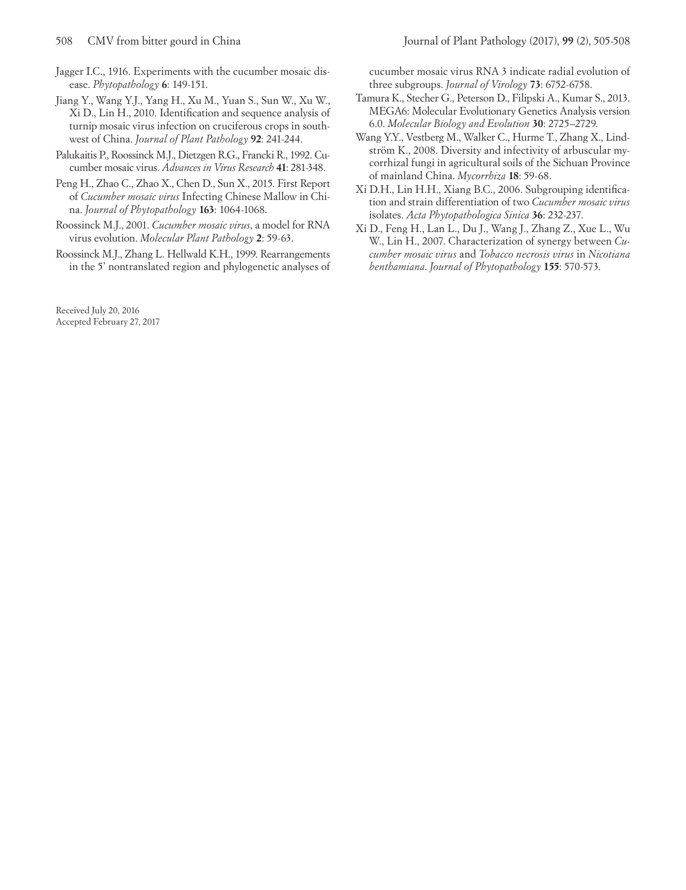Jagger I.C., 1916. Experiments with the cucumber mosaic disease. *Phytopathology* **6**: 149-151.

Jiang Y., Wang Y.J., Yang H., Xu M., Yuan S., Sun W., Xu W., Xi D., Lin H., 2010. Identification and sequence analysis of turnip mosaic virus infection on cruciferous crops in southwest of China. *Journal of Plant Pathology* **92**: 241-244.

Palukaitis P., Roossinck M.J., Dietzgen R.G., Francki R., 1992. Cucumber mosaic virus. *Advances in Virus Research* **41**: 281-348.

Peng H., Zhao C., Zhao X., Chen D., Sun X., 2015. First Report of *Cucumber mosaic virus* Infecting Chinese Mallow in China. *Journal of Phytopathology* **163**: 1064-1068.

Roossinck M.J., 2001. *Cucumber mosaic virus*, a model for RNA virus evolution. *Molecular Plant Pathology* **2**: 59-63.

Roossinck M.J., Zhang L. Hellwald K.H., 1999. Rearrangements in the 5' nontranslated region and phylogenetic analyses of cucumber mosaic virus RNA 3 indicate radial evolution of three subgroups. *Journal of Virology* **73**: 6752-6758.

Tamura K., Stecher G., Peterson D., Filipski A., Kumar S., 2013. MEGA6: Molecular Evolutionary Genetics Analysis version 6.0. *Molecular Biology and Evolution* **30**: 2725–2729.

Wang Y.Y., Vestberg M., Walker C., Hurme T., Zhang X., Lindström K., 2008. Diversity and infectivity of arbuscular mycorrhizal fungi in agricultural soils of the Sichuan Province of mainland China. *Mycorrhiza* **18**: 59-68.

Xi D.H., Lin H.H., Xiang B.C., 2006. Subgrouping identification and strain differentiation of two *Cucumber mosaic virus* isolates. *Acta Phytopathologica Sinica* **36**: 232-237.

Xi D., Feng H., Lan L., Du J., Wang J., Zhang Z., Xue L., Wu W., Lin H., 2007. Characterization of synergy between *Cucumber mosaic virus* and *Tobacco necrosis virus* in *Nicotiana benthamiana*. *Journal of Phytopathology* **155**: 570-573.

Received July 20, 2016
Accepted February 27, 2017